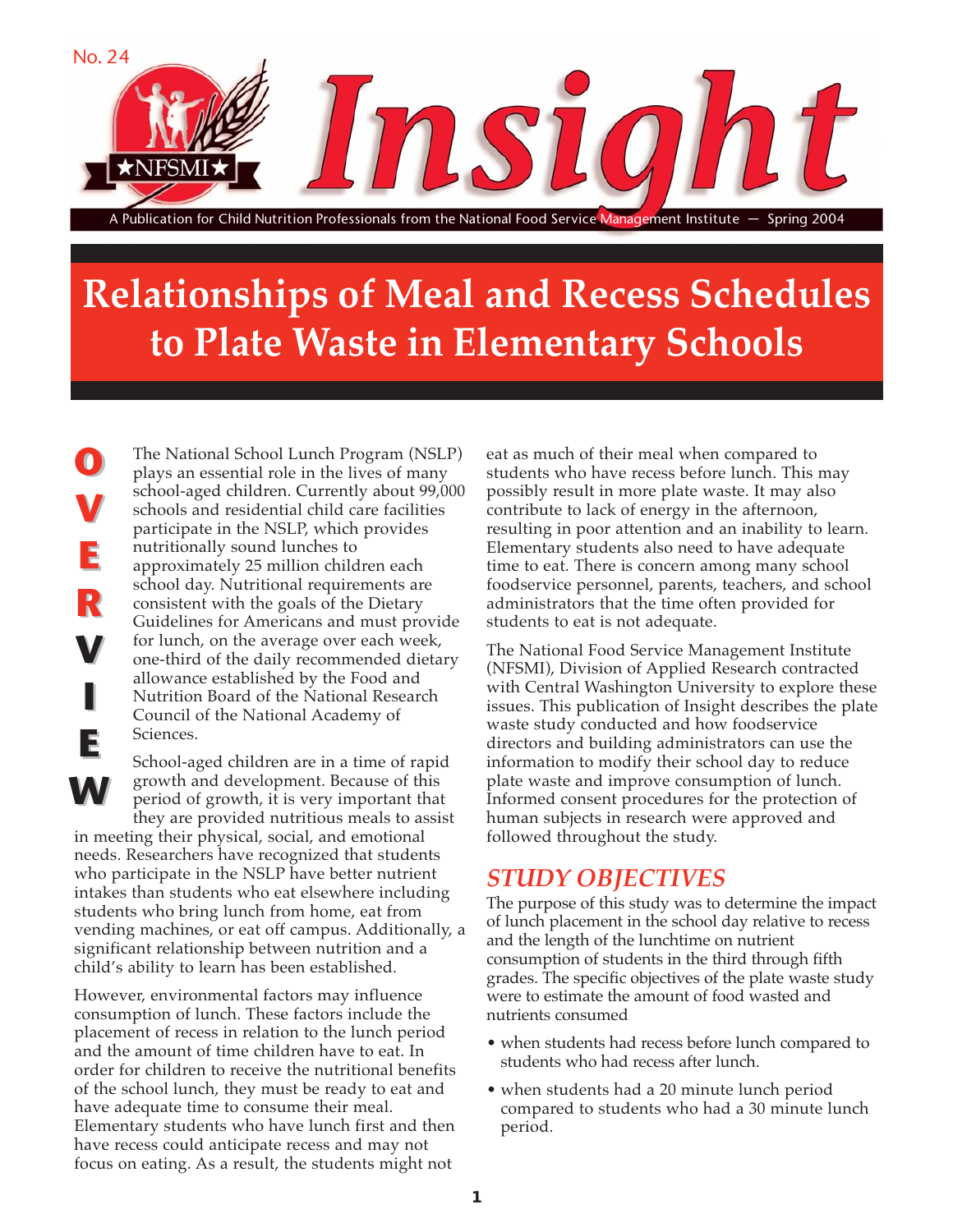No. 24

# Insight

A Publication for Child Nutrition Professionals from the National Food Service Management Institute — Spring 2004

# Relationships of Meal and Recess Schedules to Plate Waste in Elementary Schools

## OVERVIEW

The National School Lunch Program (NSLP) plays an essential role in the lives of many school-aged children. Currently about 99,000 schools and residential child care facilities participate in the NSLP, which provides nutritionally sound lunches to approximately 25 million children each school day. Nutritional requirements are consistent with the goals of the Dietary Guidelines for Americans and must provide for lunch, on the average over each week, one-third of the daily recommended dietary allowance established by the Food and Nutrition Board of the National Research Council of the National Academy of Sciences.

School-aged children are in a time of rapid growth and development. Because of this period of growth, it is very important that they are provided nutritious meals to assist in meeting their physical, social, and emotional needs. Researchers have recognized that students who participate in the NSLP have better nutrient intakes than students who eat elsewhere including students who bring lunch from home, eat from vending machines, or eat off campus. Additionally, a significant relationship between nutrition and a child's ability to learn has been established.

However, environmental factors may influence consumption of lunch. These factors include the placement of recess in relation to the lunch period and the amount of time children have to eat. In order for children to receive the nutritional benefits of the school lunch, they must be ready to eat and have adequate time to consume their meal. Elementary students who have lunch first and then have recess could anticipate recess and may not focus on eating. As a result, the students might not eat as much of their meal when compared to students who have recess before lunch. This may possibly result in more plate waste. It may also contribute to lack of energy in the afternoon, resulting in poor attention and an inability to learn. Elementary students also need to have adequate time to eat. There is concern among many school foodservice personnel, parents, teachers, and school administrators that the time often provided for students to eat is not adequate.

The National Food Service Management Institute (NFSMI), Division of Applied Research contracted with Central Washington University to explore these issues. This publication of Insight describes the plate waste study conducted and how foodservice directors and building administrators can use the information to modify their school day to reduce plate waste and improve consumption of lunch. Informed consent procedures for the protection of human subjects in research were approved and followed throughout the study.

## STUDY OBJECTIVES

The purpose of this study was to determine the impact of lunch placement in the school day relative to recess and the length of the lunchtime on nutrient consumption of students in the third through fifth grades. The specific objectives of the plate waste study were to estimate the amount of food wasted and nutrients consumed

- when students had recess before lunch compared to students who had recess after lunch.
- when students had a 20 minute lunch period compared to students who had a 30 minute lunch period.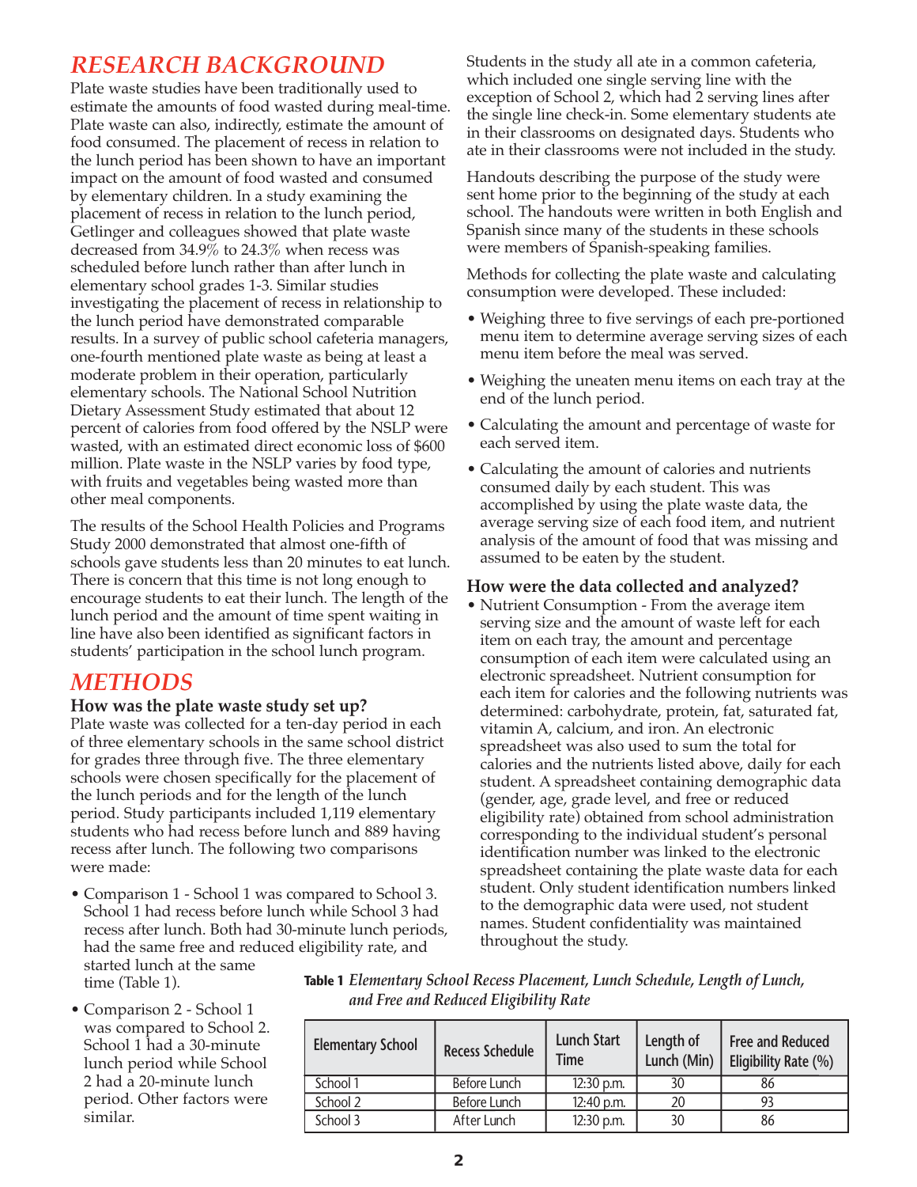## RESEARCH BACKGROUND

Plate waste studies have been traditionally used to estimate the amounts of food wasted during meal-time. Plate waste can also, indirectly, estimate the amount of food consumed. The placement of recess in relation to the lunch period has been shown to have an important impact on the amount of food wasted and consumed by elementary children. In a study examining the placement of recess in relation to the lunch period, Getlinger and colleagues showed that plate waste decreased from 34.9% to 24.3% when recess was scheduled before lunch rather than after lunch in elementary school grades 1-3. Similar studies investigating the placement of recess in relationship to the lunch period have demonstrated comparable results. In a survey of public school cafeteria managers, one-fourth mentioned plate waste as being at least a moderate problem in their operation, particularly elementary schools. The National School Nutrition Dietary Assessment Study estimated that about 12 percent of calories from food offered by the NSLP were wasted, with an estimated direct economic loss of $600 million. Plate waste in the NSLP varies by food type, with fruits and vegetables being wasted more than other meal components.

The results of the School Health Policies and Programs Study 2000 demonstrated that almost one-fifth of schools gave students less than 20 minutes to eat lunch. There is concern that this time is not long enough to encourage students to eat their lunch. The length of the lunch period and the amount of time spent waiting in line have also been identified as significant factors in students' participation in the school lunch program.

## METHODS

### How was the plate waste study set up?

Plate waste was collected for a ten-day period in each of three elementary schools in the same school district for grades three through five. The three elementary schools were chosen specifically for the placement of the lunch periods and for the length of the lunch period. Study participants included 1,119 elementary students who had recess before lunch and 889 having recess after lunch. The following two comparisons were made:

- Comparison 1 - School 1 was compared to School 3. School 1 had recess before lunch while School 3 had recess after lunch. Both had 30-minute lunch periods, had the same free and reduced eligibility rate, and started lunch at the same time (Table 1).
- Comparison 2 - School 1 was compared to School 2. School 1 had a 30-minute lunch period while School 2 had a 20-minute lunch period. Other factors were similar.

**Table 1** *Elementary School Recess Placement, Lunch Schedule, Length of Lunch, and Free and Reduced Eligibility Rate*

| Elementary School | Recess Schedule | Lunch Start Time | Length of Lunch (Min) | Free and Reduced Eligibility Rate (%) |
|---|---|---|---|---|
| School 1 | Before Lunch | 12:30 p.m. | 30 | 86 |
| School 2 | Before Lunch | 12:40 p.m. | 20 | 93 |
| School 3 | After Lunch | 12:30 p.m. | 30 | 86 |

Students in the study all ate in a common cafeteria, which included one single serving line with the exception of School 2, which had 2 serving lines after the single line check-in. Some elementary students ate in their classrooms on designated days. Students who ate in their classrooms were not included in the study.

Handouts describing the purpose of the study were sent home prior to the beginning of the study at each school. The handouts were written in both English and Spanish since many of the students in these schools were members of Spanish-speaking families.

Methods for collecting the plate waste and calculating consumption were developed. These included:

- Weighing three to five servings of each pre-portioned menu item to determine average serving sizes of each menu item before the meal was served.
- Weighing the uneaten menu items on each tray at the end of the lunch period.
- Calculating the amount and percentage of waste for each served item.
- Calculating the amount of calories and nutrients consumed daily by each student. This was accomplished by using the plate waste data, the average serving size of each food item, and nutrient analysis of the amount of food that was missing and assumed to be eaten by the student.

### How were the data collected and analyzed?

- Nutrient Consumption - From the average item serving size and the amount of waste left for each item on each tray, the amount and percentage consumption of each item were calculated using an electronic spreadsheet. Nutrient consumption for each item for calories and the following nutrients was determined: carbohydrate, protein, fat, saturated fat, vitamin A, calcium, and iron. An electronic spreadsheet was also used to sum the total for calories and the nutrients listed above, daily for each student. A spreadsheet containing demographic data (gender, age, grade level, and free or reduced eligibility rate) obtained from school administration corresponding to the individual student's personal identification number was linked to the electronic spreadsheet containing the plate waste data for each student. Only student identification numbers linked to the demographic data were used, not student names. Student confidentiality was maintained throughout the study.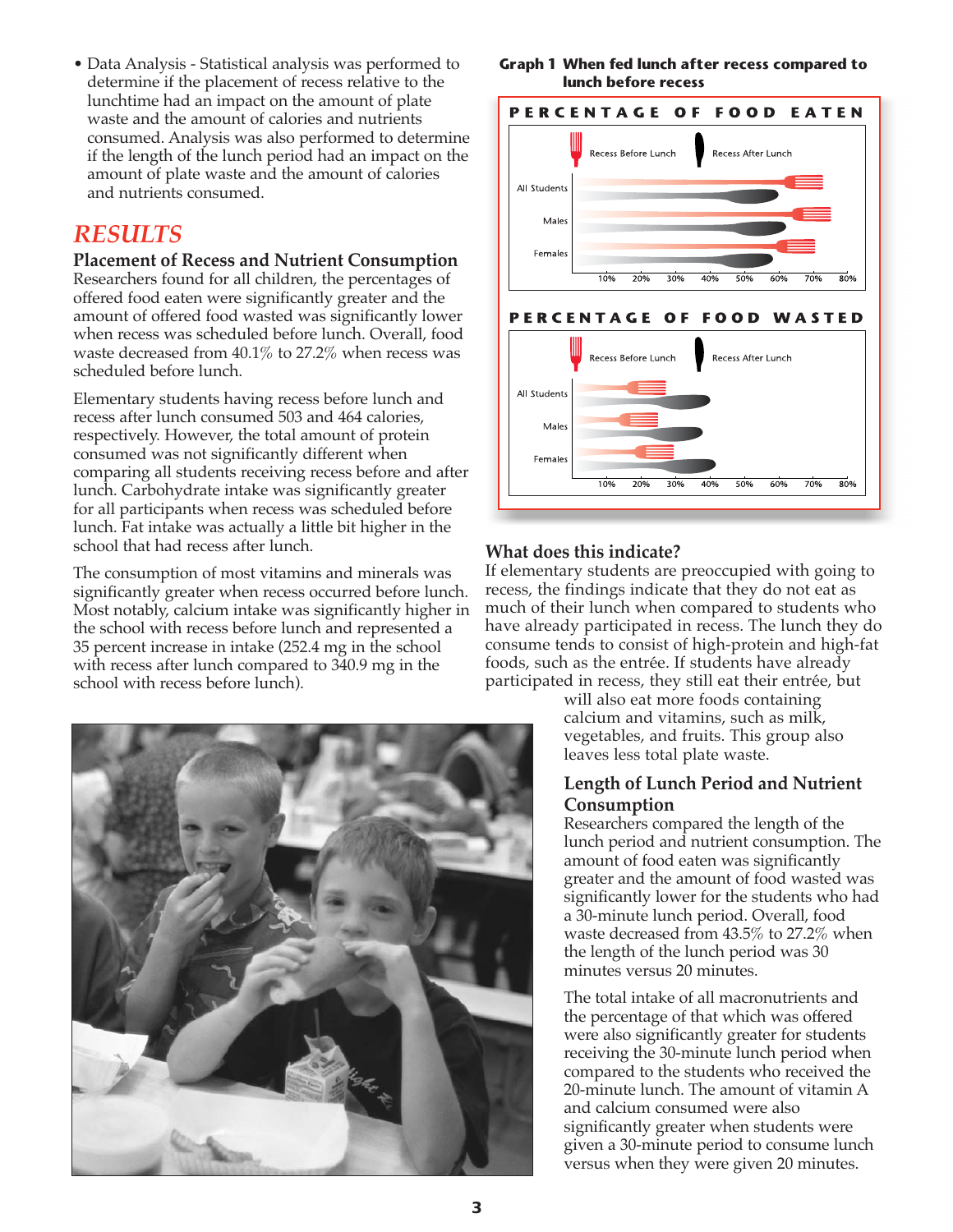- Data Analysis - Statistical analysis was performed to determine if the placement of recess relative to the lunchtime had an impact on the amount of plate waste and the amount of calories and nutrients consumed. Analysis was also performed to determine if the length of the lunch period had an impact on the amount of plate waste and the amount of calories and nutrients consumed.

## *RESULTS*

### Placement of Recess and Nutrient Consumption

Researchers found for all children, the percentages of offered food eaten were significantly greater and the amount of offered food wasted was significantly lower when recess was scheduled before lunch. Overall, food waste decreased from 40.1% to 27.2% when recess was scheduled before lunch.

Elementary students having recess before lunch and recess after lunch consumed 503 and 464 calories, respectively. However, the total amount of protein consumed was not significantly different when comparing all students receiving recess before and after lunch. Carbohydrate intake was significantly greater for all participants when recess was scheduled before lunch. Fat intake was actually a little bit higher in the school that had recess after lunch.

The consumption of most vitamins and minerals was significantly greater when recess occurred before lunch. Most notably, calcium intake was significantly higher in the school with recess before lunch and represented a 35 percent increase in intake (252.4 mg in the school with recess after lunch compared to 340.9 mg in the school with recess before lunch).

**Graph 1 When fed lunch after recess compared to lunch before recess**

**PERCENTAGE OF FOOD EATEN**

Recess Before Lunch | Recess After Lunch

All Students / Males / Females

10% 20% 30% 40% 50% 60% 70% 80%

**PERCENTAGE OF FOOD WASTED**

Recess Before Lunch | Recess After Lunch

All Students / Males / Females

10% 20% 30% 40% 50% 60% 70% 80%

### What does this indicate?

If elementary students are preoccupied with going to recess, the findings indicate that they do not eat as much of their lunch when compared to students who have already participated in recess. The lunch they do consume tends to consist of high-protein and high-fat foods, such as the entrée. If students have already participated in recess, they still eat their entrée, but will also eat more foods containing calcium and vitamins, such as milk, vegetables, and fruits. This group also leaves less total plate waste.

### Length of Lunch Period and Nutrient Consumption

Researchers compared the length of the lunch period and nutrient consumption. The amount of food eaten was significantly greater and the amount of food wasted was significantly lower for the students who had a 30-minute lunch period. Overall, food waste decreased from 43.5% to 27.2% when the length of the lunch period was 30 minutes versus 20 minutes.

The total intake of all macronutrients and the percentage of that which was offered were also significantly greater for students receiving the 30-minute lunch period when compared to the students who received the 20-minute lunch. The amount of vitamin A and calcium consumed were also significantly greater when students were given a 30-minute period to consume lunch versus when they were given 20 minutes.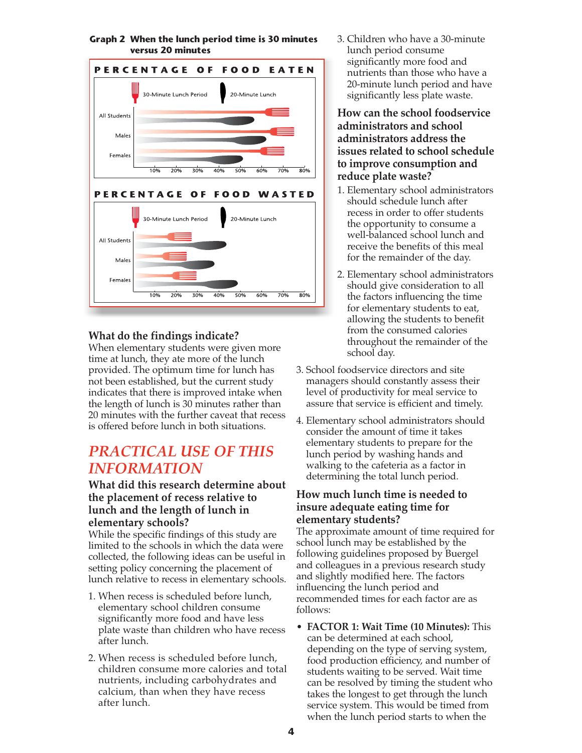**Graph 2 When the lunch period time is 30 minutes versus 20 minutes**

PERCENTAGE OF FOOD EATEN

30-Minute Lunch Period | 20-Minute Lunch

All Students

Males

Females

10% 20% 30% 40% 50% 60% 70% 80%

PERCENTAGE OF FOOD WASTED

30-Minute Lunch Period | 20-Minute Lunch

All Students

Males

Females

10% 20% 30% 40% 50% 60% 70% 80%

### What do the findings indicate?

When elementary students were given more time at lunch, they ate more of the lunch provided. The optimum time for lunch has not been established, but the current study indicates that there is improved intake when the length of lunch is 30 minutes rather than 20 minutes with the further caveat that recess is offered before lunch in both situations.

## *PRACTICAL USE OF THIS INFORMATION*

### What did this research determine about the placement of recess relative to lunch and the length of lunch in elementary schools?

While the specific findings of this study are limited to the schools in which the data were collected, the following ideas can be useful in setting policy concerning the placement of lunch relative to recess in elementary schools.

1. When recess is scheduled before lunch, elementary school children consume significantly more food and have less plate waste than children who have recess after lunch.
2. When recess is scheduled before lunch, children consume more calories and total nutrients, including carbohydrates and calcium, than when they have recess after lunch.
3. Children who have a 30-minute lunch period consume significantly more food and nutrients than those who have a 20-minute lunch period and have significantly less plate waste.

### How can the school foodservice administrators and school administrators address the issues related to school schedule to improve consumption and reduce plate waste?

1. Elementary school administrators should schedule lunch after recess in order to offer students the opportunity to consume a well-balanced school lunch and receive the benefits of this meal for the remainder of the day.
2. Elementary school administrators should give consideration to all the factors influencing the time for elementary students to eat, allowing the students to benefit from the consumed calories throughout the remainder of the school day.
3. School foodservice directors and site managers should constantly assess their level of productivity for meal service to assure that service is efficient and timely.
4. Elementary school administrators should consider the amount of time it takes elementary students to prepare for the lunch period by washing hands and walking to the cafeteria as a factor in determining the total lunch period.

### How much lunch time is needed to insure adequate eating time for elementary students?

The approximate amount of time required for school lunch may be established by the following guidelines proposed by Buergel and colleagues in a previous research study and slightly modified here. The factors influencing the lunch period and recommended times for each factor are as follows:

- **FACTOR 1: Wait Time (10 Minutes):** This can be determined at each school, depending on the type of serving system, food production efficiency, and number of students waiting to be served. Wait time can be resolved by timing the student who takes the longest to get through the lunch service system. This would be timed from when the lunch period starts to when the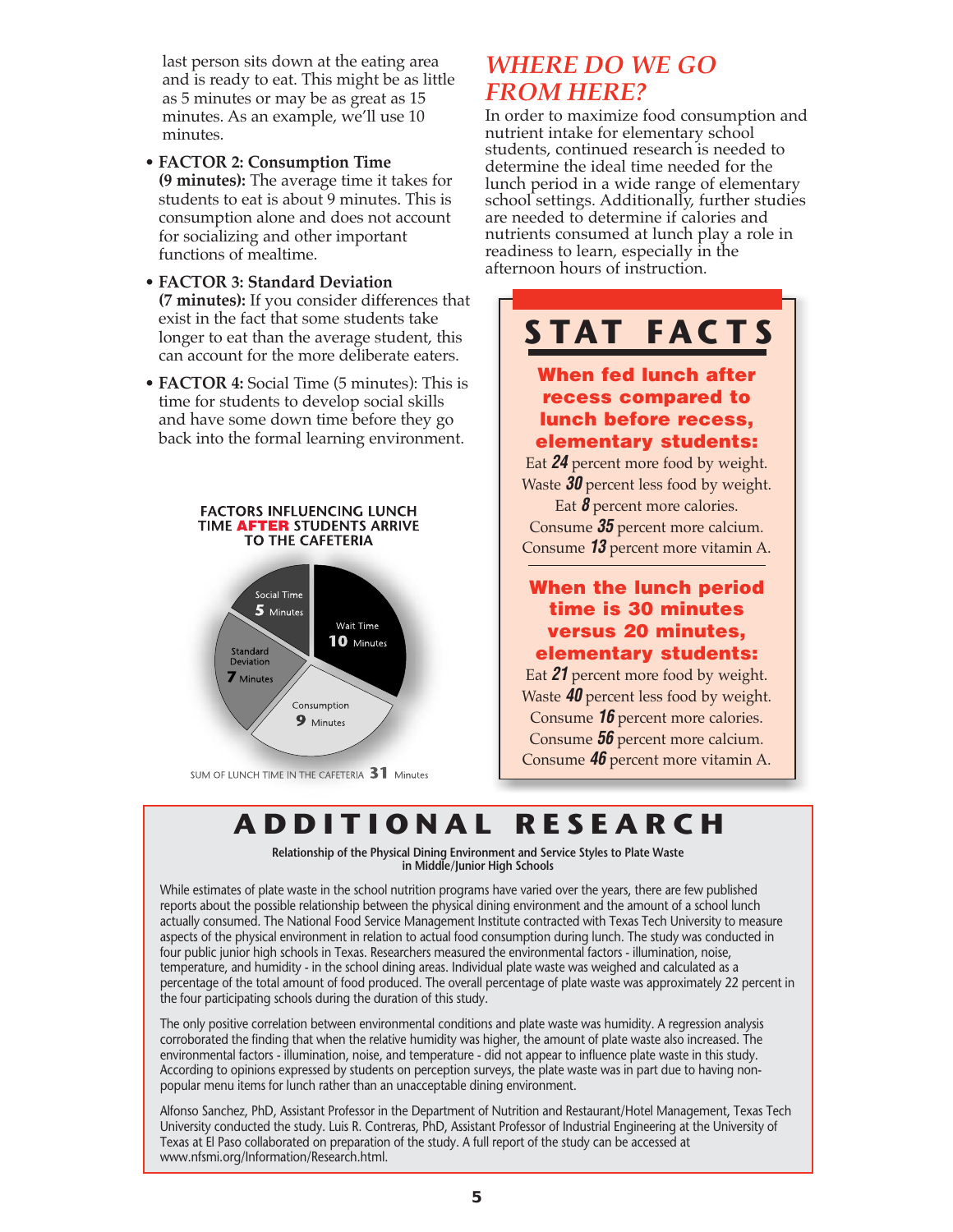last person sits down at the eating area and is ready to eat. This might be as little as 5 minutes or may be as great as 15 minutes. As an example, we'll use 10 minutes.

- **FACTOR 2: Consumption Time (9 minutes):** The average time it takes for students to eat is about 9 minutes. This is consumption alone and does not account for socializing and other important functions of mealtime.
- **FACTOR 3: Standard Deviation (7 minutes):** If you consider differences that exist in the fact that some students take longer to eat than the average student, this can account for the more deliberate eaters.
- **FACTOR 4:** Social Time (5 minutes): This is time for students to develop social skills and have some down time before they go back into the formal learning environment.

**FACTORS INFLUENCING LUNCH TIME AFTER STUDENTS ARRIVE TO THE CAFETERIA**

| Factor | Minutes |
|---|---|
| Wait Time | 10 |
| Consumption | 9 |
| Standard Deviation | 7 |
| Social Time | 5 |

SUM OF LUNCH TIME IN THE CAFETERIA **31** Minutes

## *WHERE DO WE GO FROM HERE?*

In order to maximize food consumption and nutrient intake for elementary school students, continued research is needed to determine the ideal time needed for the lunch period in a wide range of elementary school settings. Additionally, further studies are needed to determine if calories and nutrients consumed at lunch play a role in readiness to learn, especially in the afternoon hours of instruction.

## STAT FACTS

**When fed lunch after recess compared to lunch before recess, elementary students:**

Eat ***24*** percent more food by weight.
Waste ***30*** percent less food by weight.
Eat ***8*** percent more calories.
Consume ***35*** percent more calcium.
Consume ***13*** percent more vitamin A.

**When the lunch period time is 30 minutes versus 20 minutes, elementary students:**

Eat ***21*** percent more food by weight.
Waste ***40*** percent less food by weight.
Consume ***16*** percent more calories.
Consume ***56*** percent more calcium.
Consume ***46*** percent more vitamin A.

## ADDITIONAL RESEARCH

**Relationship of the Physical Dining Environment and Service Styles to Plate Waste in Middle/Junior High Schools**

While estimates of plate waste in the school nutrition programs have varied over the years, there are few published reports about the possible relationship between the physical dining environment and the amount of a school lunch actually consumed. The National Food Service Management Institute contracted with Texas Tech University to measure aspects of the physical environment in relation to actual food consumption during lunch. The study was conducted in four public junior high schools in Texas. Researchers measured the environmental factors - illumination, noise, temperature, and humidity - in the school dining areas. Individual plate waste was weighed and calculated as a percentage of the total amount of food produced. The overall percentage of plate waste was approximately 22 percent in the four participating schools during the duration of this study.

The only positive correlation between environmental conditions and plate waste was humidity. A regression analysis corroborated the finding that when the relative humidity was higher, the amount of plate waste also increased. The environmental factors - illumination, noise, and temperature - did not appear to influence plate waste in this study. According to opinions expressed by students on perception surveys, the plate waste was in part due to having non-popular menu items for lunch rather than an unacceptable dining environment.

Alfonso Sanchez, PhD, Assistant Professor in the Department of Nutrition and Restaurant/Hotel Management, Texas Tech University conducted the study. Luis R. Contreras, PhD, Assistant Professor of Industrial Engineering at the University of Texas at El Paso collaborated on preparation of the study. A full report of the study can be accessed at www.nfsmi.org/Information/Research.html.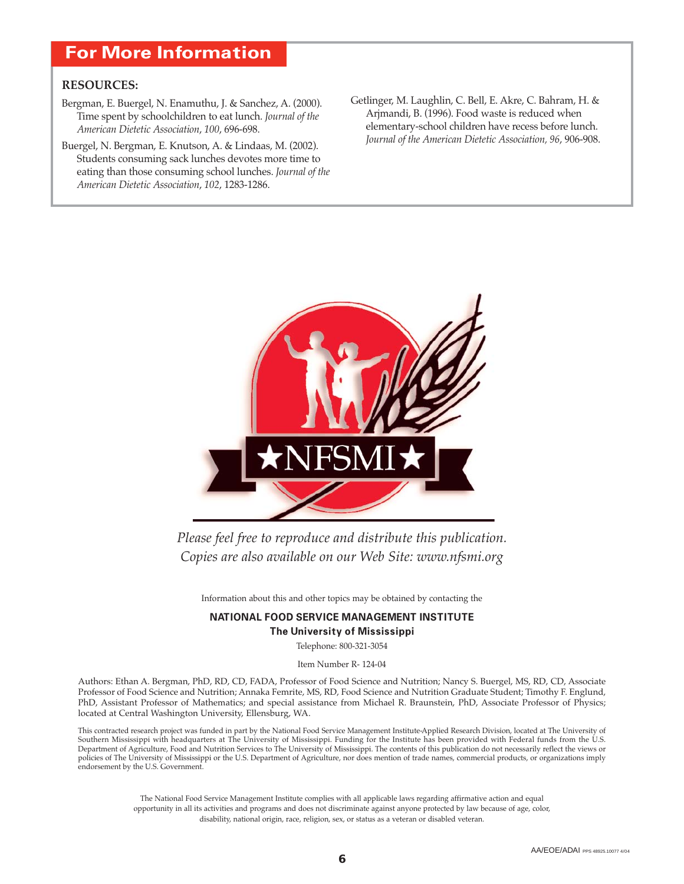## For More Information

**RESOURCES:**

Bergman, E. Buergel, N. Enamuthu, J. & Sanchez, A. (2000). Time spent by schoolchildren to eat lunch. *Journal of the American Dietetic Association*, *100*, 696-698.

Buergel, N. Bergman, E. Knutson, A. & Lindaas, M. (2002). Students consuming sack lunches devotes more time to eating than those consuming school lunches. *Journal of the American Dietetic Association*, *102*, 1283-1286.

Getlinger, M. Laughlin, C. Bell, E. Akre, C. Bahram, H. & Arjmandi, B. (1996). Food waste is reduced when elementary-school children have recess before lunch. *Journal of the American Dietetic Association*, *96*, 906-908.

★NFSMI★

*Please feel free to reproduce and distribute this publication.*
*Copies are also available on our Web Site: www.nfsmi.org*

Information about this and other topics may be obtained by contacting the

**NATIONAL FOOD SERVICE MANAGEMENT INSTITUTE**
**The University of Mississippi**

Telephone: 800-321-3054

Item Number R- 124-04

Authors: Ethan A. Bergman, PhD, RD, CD, FADA, Professor of Food Science and Nutrition; Nancy S. Buergel, MS, RD, CD, Associate Professor of Food Science and Nutrition; Annaka Femrite, MS, RD, Food Science and Nutrition Graduate Student; Timothy F. Englund, PhD, Assistant Professor of Mathematics; and special assistance from Michael R. Braunstein, PhD, Associate Professor of Physics; located at Central Washington University, Ellensburg, WA.

This contracted research project was funded in part by the National Food Service Management Institute-Applied Research Division, located at The University of Southern Mississippi with headquarters at The University of Mississippi. Funding for the Institute has been provided with Federal funds from the U.S. Department of Agriculture, Food and Nutrition Services to The University of Mississippi. The contents of this publication do not necessarily reflect the views or policies of The University of Mississippi or the U.S. Department of Agriculture, nor does mention of trade names, commercial products, or organizations imply endorsement by the U.S. Government.

The National Food Service Management Institute complies with all applicable laws regarding affirmative action and equal opportunity in all its activities and programs and does not discriminate against anyone protected by law because of age, color, disability, national origin, race, religion, sex, or status as a veteran or disabled veteran.

AA/EOE/ADAI PPS 48925.10077 4/04